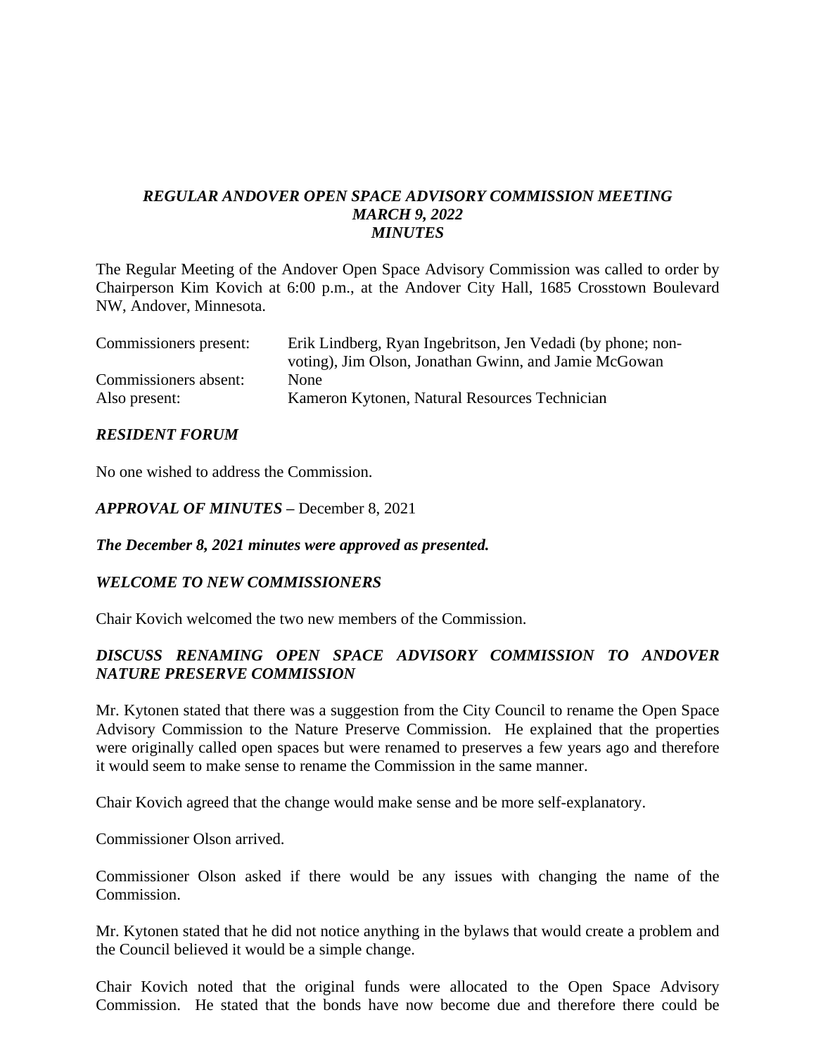***REGULAR ANDOVER OPEN SPACE ADVISORY COMMISSION MEETING***
***MARCH 9, 2022***
***MINUTES***

The Regular Meeting of the Andover Open Space Advisory Commission was called to order by Chairperson Kim Kovich at 6:00 p.m., at the Andover City Hall, 1685 Crosstown Boulevard NW, Andover, Minnesota.

| | |
|---|---|
| Commissioners present: | Erik Lindberg, Ryan Ingebritson, Jen Vedadi (by phone; non-voting), Jim Olson, Jonathan Gwinn, and Jamie McGowan |
| Commissioners absent: | None |
| Also present: | Kameron Kytonen, Natural Resources Technician |

***RESIDENT FORUM***

No one wished to address the Commission.

***APPROVAL OF MINUTES –*** December 8, 2021

***The December 8, 2021 minutes were approved as presented.***

***WELCOME TO NEW COMMISSIONERS***

Chair Kovich welcomed the two new members of the Commission.

***DISCUSS RENAMING OPEN SPACE ADVISORY COMMISSION TO ANDOVER NATURE PRESERVE COMMISSION***

Mr. Kytonen stated that there was a suggestion from the City Council to rename the Open Space Advisory Commission to the Nature Preserve Commission. He explained that the properties were originally called open spaces but were renamed to preserves a few years ago and therefore it would seem to make sense to rename the Commission in the same manner.

Chair Kovich agreed that the change would make sense and be more self-explanatory.

Commissioner Olson arrived.

Commissioner Olson asked if there would be any issues with changing the name of the Commission.

Mr. Kytonen stated that he did not notice anything in the bylaws that would create a problem and the Council believed it would be a simple change.

Chair Kovich noted that the original funds were allocated to the Open Space Advisory Commission. He stated that the bonds have now become due and therefore there could be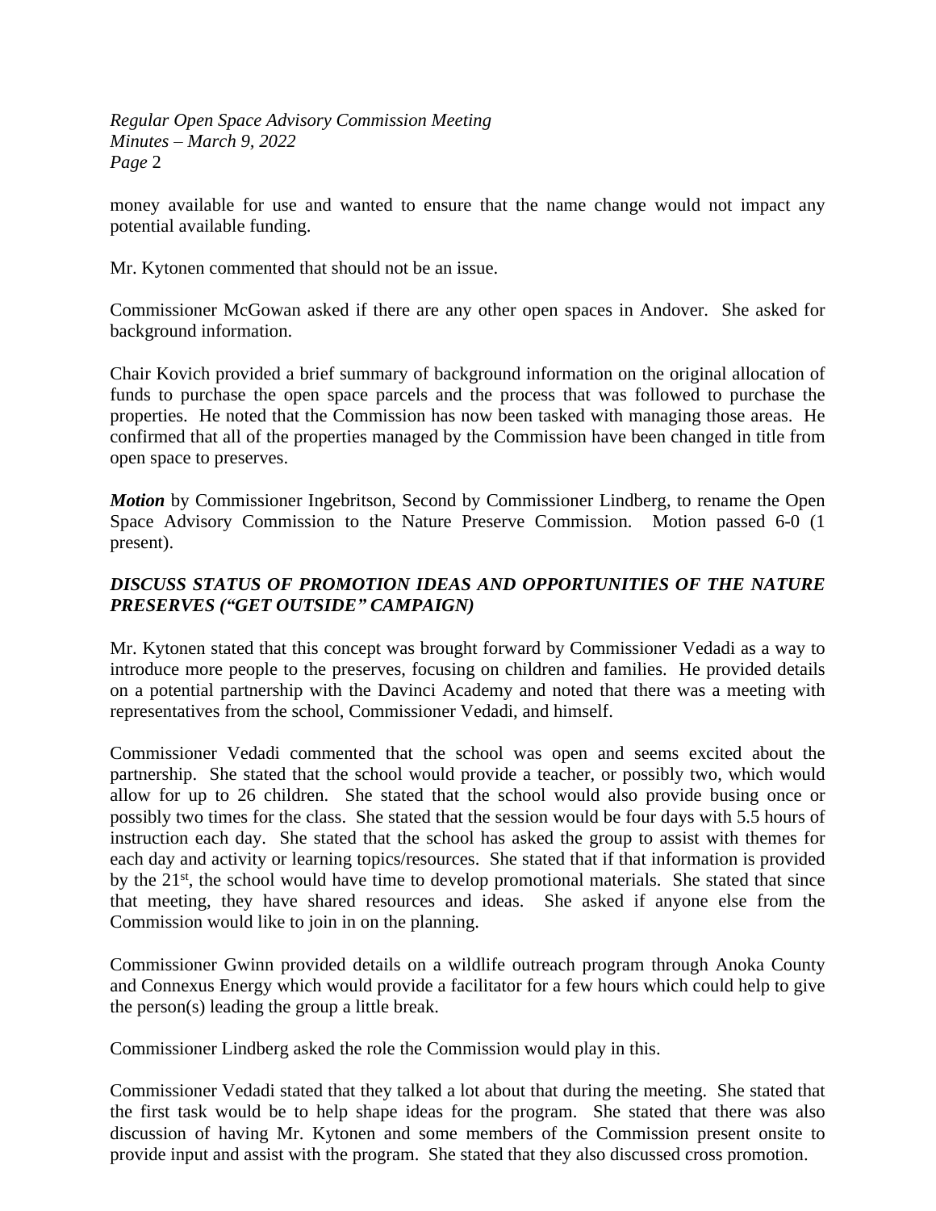money available for use and wanted to ensure that the name change would not impact any potential available funding.

Mr. Kytonen commented that should not be an issue.

Commissioner McGowan asked if there are any other open spaces in Andover. She asked for background information.

Chair Kovich provided a brief summary of background information on the original allocation of funds to purchase the open space parcels and the process that was followed to purchase the properties. He noted that the Commission has now been tasked with managing those areas. He confirmed that all of the properties managed by the Commission have been changed in title from open space to preserves.

***Motion*** by Commissioner Ingebritson, Second by Commissioner Lindberg, to rename the Open Space Advisory Commission to the Nature Preserve Commission. Motion passed 6-0 (1 present).

***DISCUSS STATUS OF PROMOTION IDEAS AND OPPORTUNITIES OF THE NATURE PRESERVES ("GET OUTSIDE" CAMPAIGN)***

Mr. Kytonen stated that this concept was brought forward by Commissioner Vedadi as a way to introduce more people to the preserves, focusing on children and families. He provided details on a potential partnership with the Davinci Academy and noted that there was a meeting with representatives from the school, Commissioner Vedadi, and himself.

Commissioner Vedadi commented that the school was open and seems excited about the partnership. She stated that the school would provide a teacher, or possibly two, which would allow for up to 26 children. She stated that the school would also provide busing once or possibly two times for the class. She stated that the session would be four days with 5.5 hours of instruction each day. She stated that the school has asked the group to assist with themes for each day and activity or learning topics/resources. She stated that if that information is provided by the 21st, the school would have time to develop promotional materials. She stated that since that meeting, they have shared resources and ideas. She asked if anyone else from the Commission would like to join in on the planning.

Commissioner Gwinn provided details on a wildlife outreach program through Anoka County and Connexus Energy which would provide a facilitator for a few hours which could help to give the person(s) leading the group a little break.

Commissioner Lindberg asked the role the Commission would play in this.

Commissioner Vedadi stated that they talked a lot about that during the meeting. She stated that the first task would be to help shape ideas for the program. She stated that there was also discussion of having Mr. Kytonen and some members of the Commission present onsite to provide input and assist with the program. She stated that they also discussed cross promotion.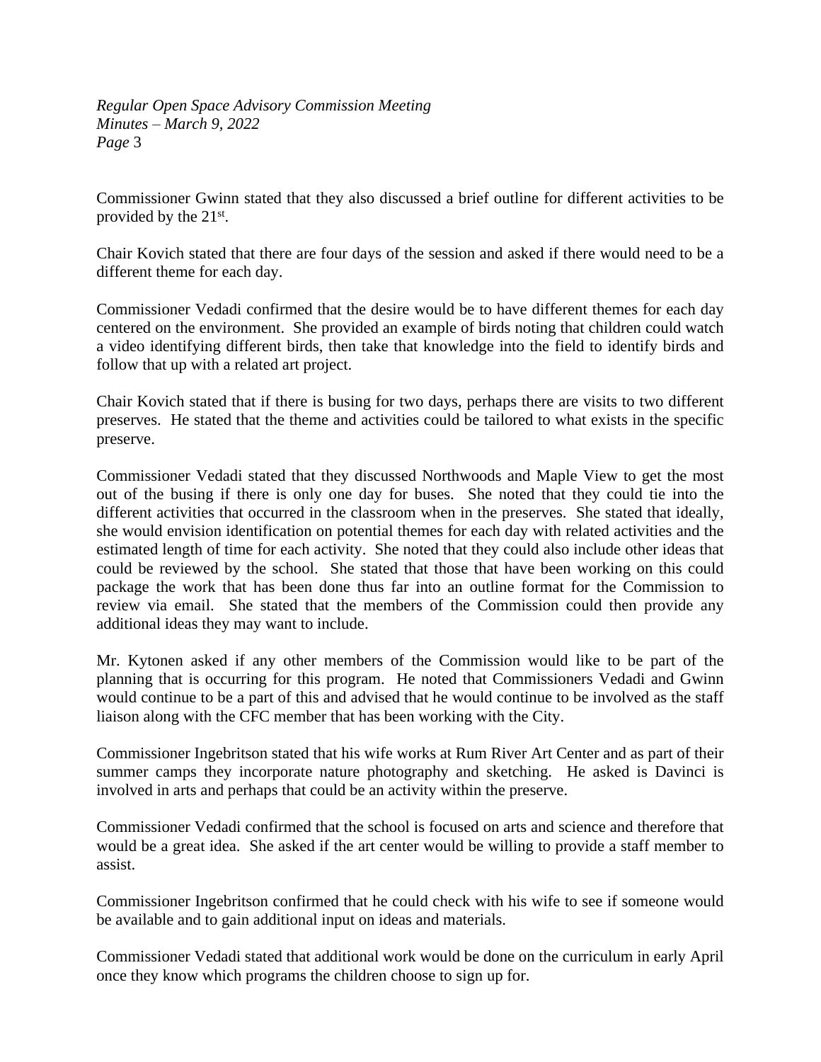Commissioner Gwinn stated that they also discussed a brief outline for different activities to be provided by the 21st.

Chair Kovich stated that there are four days of the session and asked if there would need to be a different theme for each day.

Commissioner Vedadi confirmed that the desire would be to have different themes for each day centered on the environment. She provided an example of birds noting that children could watch a video identifying different birds, then take that knowledge into the field to identify birds and follow that up with a related art project.

Chair Kovich stated that if there is busing for two days, perhaps there are visits to two different preserves. He stated that the theme and activities could be tailored to what exists in the specific preserve.

Commissioner Vedadi stated that they discussed Northwoods and Maple View to get the most out of the busing if there is only one day for buses. She noted that they could tie into the different activities that occurred in the classroom when in the preserves. She stated that ideally, she would envision identification on potential themes for each day with related activities and the estimated length of time for each activity. She noted that they could also include other ideas that could be reviewed by the school. She stated that those that have been working on this could package the work that has been done thus far into an outline format for the Commission to review via email. She stated that the members of the Commission could then provide any additional ideas they may want to include.

Mr. Kytonen asked if any other members of the Commission would like to be part of the planning that is occurring for this program. He noted that Commissioners Vedadi and Gwinn would continue to be a part of this and advised that he would continue to be involved as the staff liaison along with the CFC member that has been working with the City.

Commissioner Ingebritson stated that his wife works at Rum River Art Center and as part of their summer camps they incorporate nature photography and sketching. He asked is Davinci is involved in arts and perhaps that could be an activity within the preserve.

Commissioner Vedadi confirmed that the school is focused on arts and science and therefore that would be a great idea. She asked if the art center would be willing to provide a staff member to assist.

Commissioner Ingebritson confirmed that he could check with his wife to see if someone would be available and to gain additional input on ideas and materials.

Commissioner Vedadi stated that additional work would be done on the curriculum in early April once they know which programs the children choose to sign up for.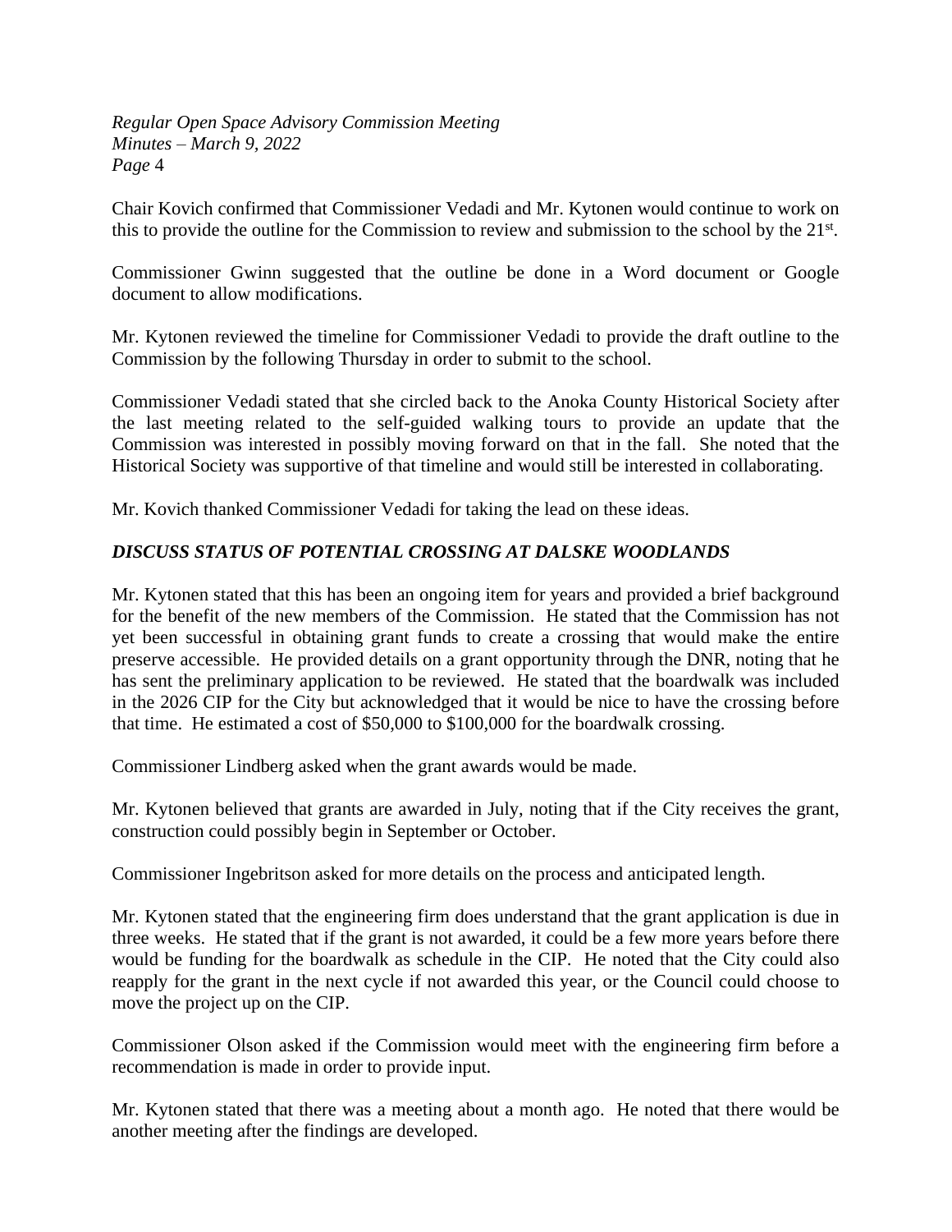Chair Kovich confirmed that Commissioner Vedadi and Mr. Kytonen would continue to work on this to provide the outline for the Commission to review and submission to the school by the 21st.

Commissioner Gwinn suggested that the outline be done in a Word document or Google document to allow modifications.

Mr. Kytonen reviewed the timeline for Commissioner Vedadi to provide the draft outline to the Commission by the following Thursday in order to submit to the school.

Commissioner Vedadi stated that she circled back to the Anoka County Historical Society after the last meeting related to the self-guided walking tours to provide an update that the Commission was interested in possibly moving forward on that in the fall. She noted that the Historical Society was supportive of that timeline and would still be interested in collaborating.

Mr. Kovich thanked Commissioner Vedadi for taking the lead on these ideas.

### *DISCUSS STATUS OF POTENTIAL CROSSING AT DALSKE WOODLANDS*

Mr. Kytonen stated that this has been an ongoing item for years and provided a brief background for the benefit of the new members of the Commission. He stated that the Commission has not yet been successful in obtaining grant funds to create a crossing that would make the entire preserve accessible. He provided details on a grant opportunity through the DNR, noting that he has sent the preliminary application to be reviewed. He stated that the boardwalk was included in the 2026 CIP for the City but acknowledged that it would be nice to have the crossing before that time. He estimated a cost of $50,000 to $100,000 for the boardwalk crossing.

Commissioner Lindberg asked when the grant awards would be made.

Mr. Kytonen believed that grants are awarded in July, noting that if the City receives the grant, construction could possibly begin in September or October.

Commissioner Ingebritson asked for more details on the process and anticipated length.

Mr. Kytonen stated that the engineering firm does understand that the grant application is due in three weeks. He stated that if the grant is not awarded, it could be a few more years before there would be funding for the boardwalk as schedule in the CIP. He noted that the City could also reapply for the grant in the next cycle if not awarded this year, or the Council could choose to move the project up on the CIP.

Commissioner Olson asked if the Commission would meet with the engineering firm before a recommendation is made in order to provide input.

Mr. Kytonen stated that there was a meeting about a month ago. He noted that there would be another meeting after the findings are developed.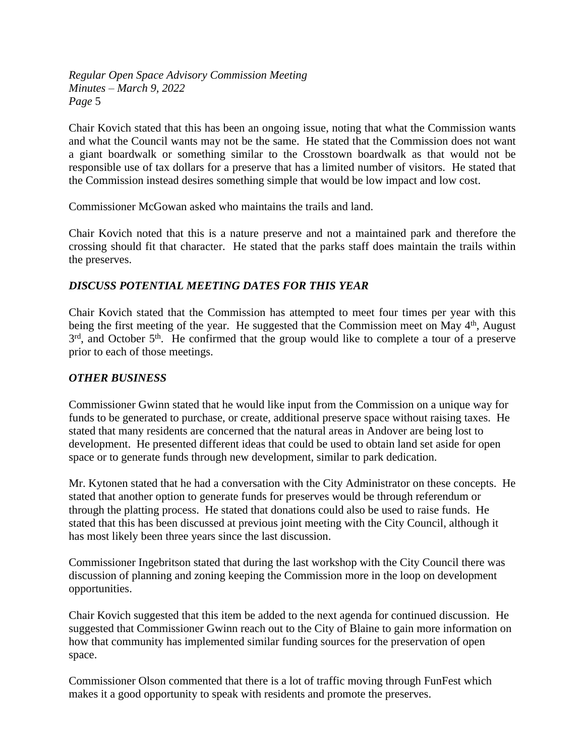Chair Kovich stated that this has been an ongoing issue, noting that what the Commission wants and what the Council wants may not be the same. He stated that the Commission does not want a giant boardwalk or something similar to the Crosstown boardwalk as that would not be responsible use of tax dollars for a preserve that has a limited number of visitors. He stated that the Commission instead desires something simple that would be low impact and low cost.

Commissioner McGowan asked who maintains the trails and land.

Chair Kovich noted that this is a nature preserve and not a maintained park and therefore the crossing should fit that character. He stated that the parks staff does maintain the trails within the preserves.

### *DISCUSS POTENTIAL MEETING DATES FOR THIS YEAR*

Chair Kovich stated that the Commission has attempted to meet four times per year with this being the first meeting of the year. He suggested that the Commission meet on May 4th, August 3rd, and October 5th. He confirmed that the group would like to complete a tour of a preserve prior to each of those meetings.

### *OTHER BUSINESS*

Commissioner Gwinn stated that he would like input from the Commission on a unique way for funds to be generated to purchase, or create, additional preserve space without raising taxes. He stated that many residents are concerned that the natural areas in Andover are being lost to development. He presented different ideas that could be used to obtain land set aside for open space or to generate funds through new development, similar to park dedication.

Mr. Kytonen stated that he had a conversation with the City Administrator on these concepts. He stated that another option to generate funds for preserves would be through referendum or through the platting process. He stated that donations could also be used to raise funds. He stated that this has been discussed at previous joint meeting with the City Council, although it has most likely been three years since the last discussion.

Commissioner Ingebritson stated that during the last workshop with the City Council there was discussion of planning and zoning keeping the Commission more in the loop on development opportunities.

Chair Kovich suggested that this item be added to the next agenda for continued discussion. He suggested that Commissioner Gwinn reach out to the City of Blaine to gain more information on how that community has implemented similar funding sources for the preservation of open space.

Commissioner Olson commented that there is a lot of traffic moving through FunFest which makes it a good opportunity to speak with residents and promote the preserves.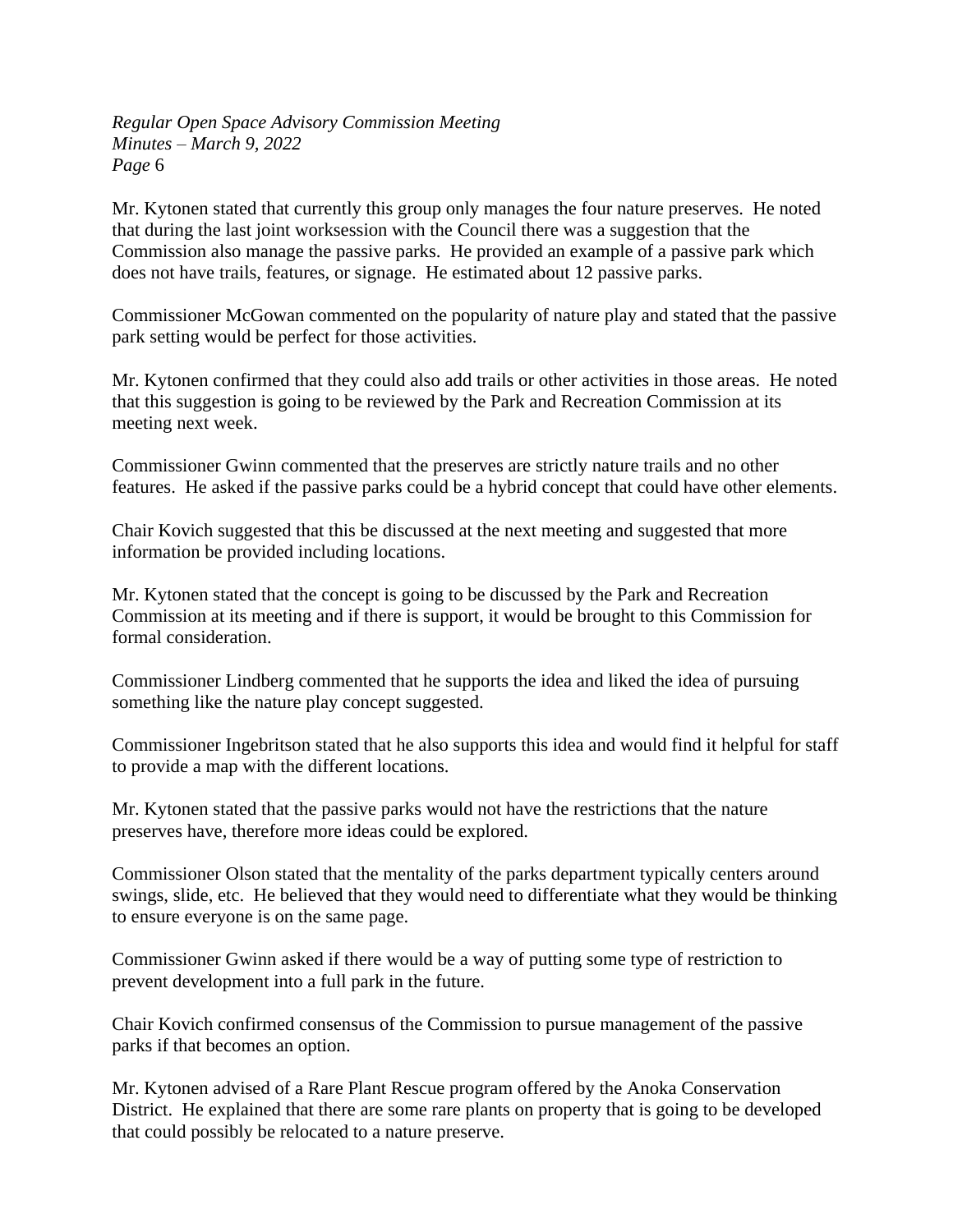Mr. Kytonen stated that currently this group only manages the four nature preserves. He noted that during the last joint worksession with the Council there was a suggestion that the Commission also manage the passive parks. He provided an example of a passive park which does not have trails, features, or signage. He estimated about 12 passive parks.

Commissioner McGowan commented on the popularity of nature play and stated that the passive park setting would be perfect for those activities.

Mr. Kytonen confirmed that they could also add trails or other activities in those areas. He noted that this suggestion is going to be reviewed by the Park and Recreation Commission at its meeting next week.

Commissioner Gwinn commented that the preserves are strictly nature trails and no other features. He asked if the passive parks could be a hybrid concept that could have other elements.

Chair Kovich suggested that this be discussed at the next meeting and suggested that more information be provided including locations.

Mr. Kytonen stated that the concept is going to be discussed by the Park and Recreation Commission at its meeting and if there is support, it would be brought to this Commission for formal consideration.

Commissioner Lindberg commented that he supports the idea and liked the idea of pursuing something like the nature play concept suggested.

Commissioner Ingebritson stated that he also supports this idea and would find it helpful for staff to provide a map with the different locations.

Mr. Kytonen stated that the passive parks would not have the restrictions that the nature preserves have, therefore more ideas could be explored.

Commissioner Olson stated that the mentality of the parks department typically centers around swings, slide, etc. He believed that they would need to differentiate what they would be thinking to ensure everyone is on the same page.

Commissioner Gwinn asked if there would be a way of putting some type of restriction to prevent development into a full park in the future.

Chair Kovich confirmed consensus of the Commission to pursue management of the passive parks if that becomes an option.

Mr. Kytonen advised of a Rare Plant Rescue program offered by the Anoka Conservation District. He explained that there are some rare plants on property that is going to be developed that could possibly be relocated to a nature preserve.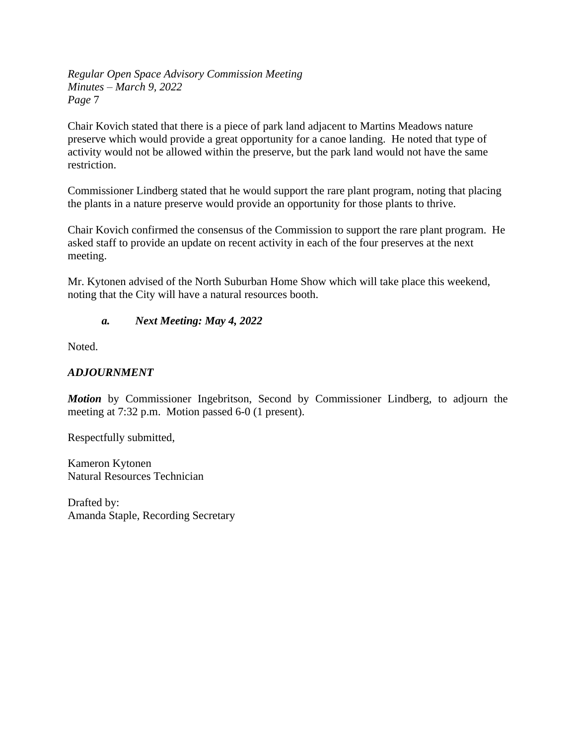Chair Kovich stated that there is a piece of park land adjacent to Martins Meadows nature preserve which would provide a great opportunity for a canoe landing. He noted that type of activity would not be allowed within the preserve, but the park land would not have the same restriction.

Commissioner Lindberg stated that he would support the rare plant program, noting that placing the plants in a nature preserve would provide an opportunity for those plants to thrive.

Chair Kovich confirmed the consensus of the Commission to support the rare plant program. He asked staff to provide an update on recent activity in each of the four preserves at the next meeting.

Mr. Kytonen advised of the North Suburban Home Show which will take place this weekend, noting that the City will have a natural resources booth.

***a. Next Meeting: May 4, 2022***

Noted.

***ADJOURNMENT***

***Motion*** by Commissioner Ingebritson, Second by Commissioner Lindberg, to adjourn the meeting at 7:32 p.m. Motion passed 6-0 (1 present).

Respectfully submitted,

Kameron Kytonen
Natural Resources Technician

Drafted by:
Amanda Staple, Recording Secretary